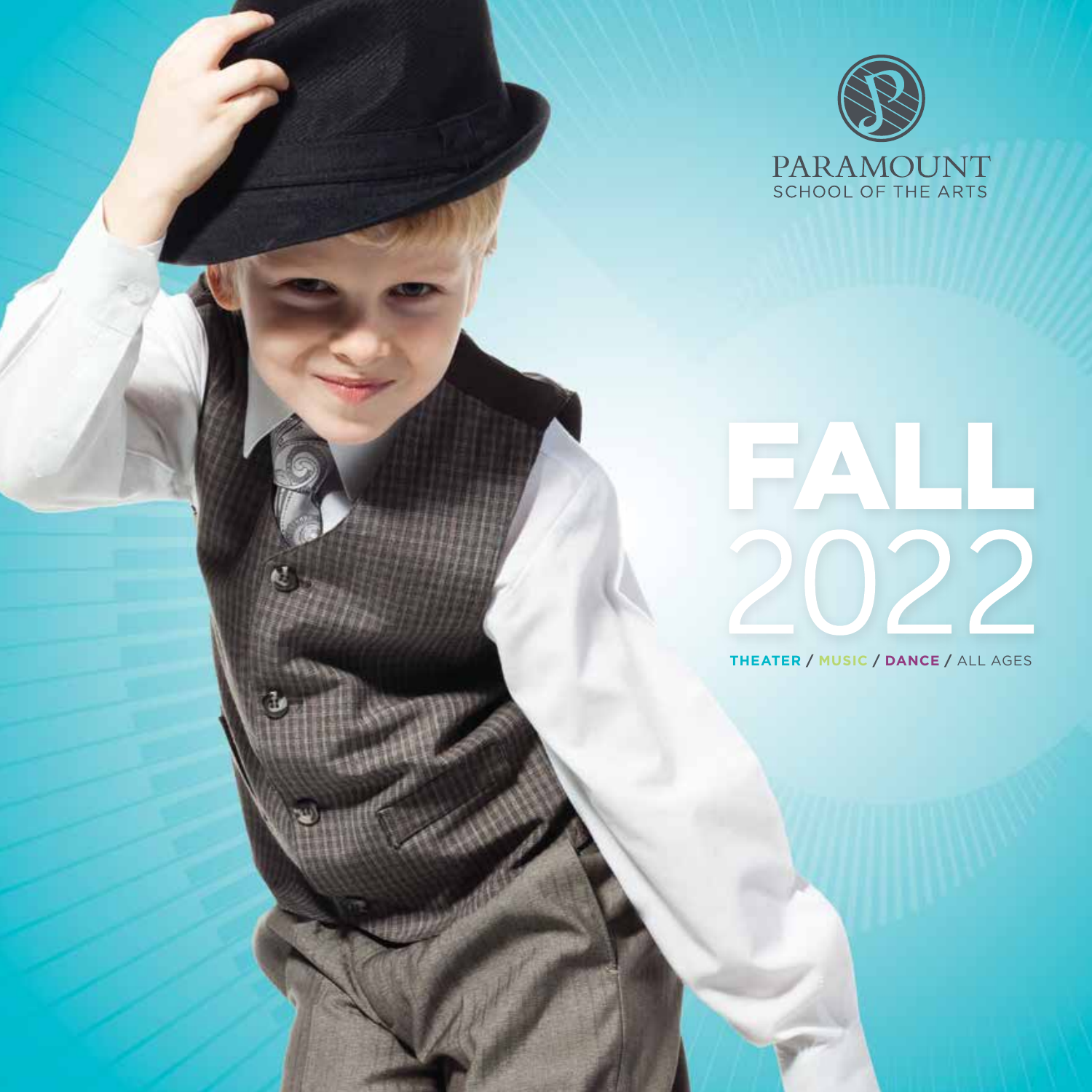PARAMOUNT
SCHOOL OF THE ARTS

# FALL 2022

**THEATER** / **MUSIC** / **DANCE** / ALL AGES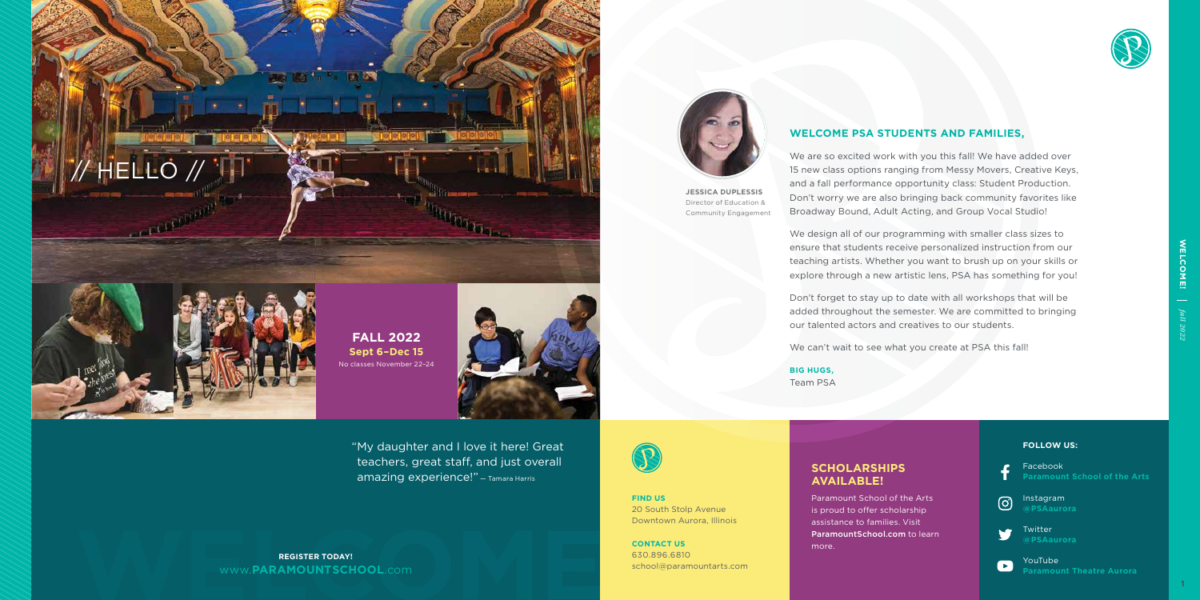# // HELLO //

**FALL 2022**
**Sept 6–Dec 15**
No classes November 22–24

## WELCOME PSA STUDENTS AND FAMILIES,

**JESSICA DUPLESSIS**
Director of Education & Community Engagement

We are so excited work with you this fall! We have added over 15 new class options ranging from Messy Movers, Creative Keys, and a fall performance opportunity class: Student Production. Don't worry we are also bringing back community favorites like Broadway Bound, Adult Acting, and Group Vocal Studio!

We design all of our programming with smaller class sizes to ensure that students receive personalized instruction from our teaching artists. Whether you want to brush up on your skills or explore through a new artistic lens, PSA has something for you!

Don't forget to stay up to date with all workshops that will be added throughout the semester. We are committed to bringing our talented actors and creatives to our students.

We can't wait to see what you create at PSA this fall!

**BIG HUGS,**
Team PSA

"My daughter and I love it here! Great teachers, great staff, and just overall amazing experience!" – Tamara Harris

**REGISTER TODAY!**
www.**PARAMOUNTSCHOOL**.com

**FIND US**
20 South Stolp Avenue
Downtown Aurora, Illinois

**CONTACT US**
630.896.6810
school@paramountarts.com

## SCHOLARSHIPS AVAILABLE!

Paramount School of the Arts is proud to offer scholarship assistance to families. Visit **ParamountSchool.com** to learn more.

**FOLLOW US:**

Facebook
**Paramount School of the Arts**

Instagram
**@PSAaurora**

Twitter
**@PSAaurora**

YouTube
**Paramount Theatre Aurora**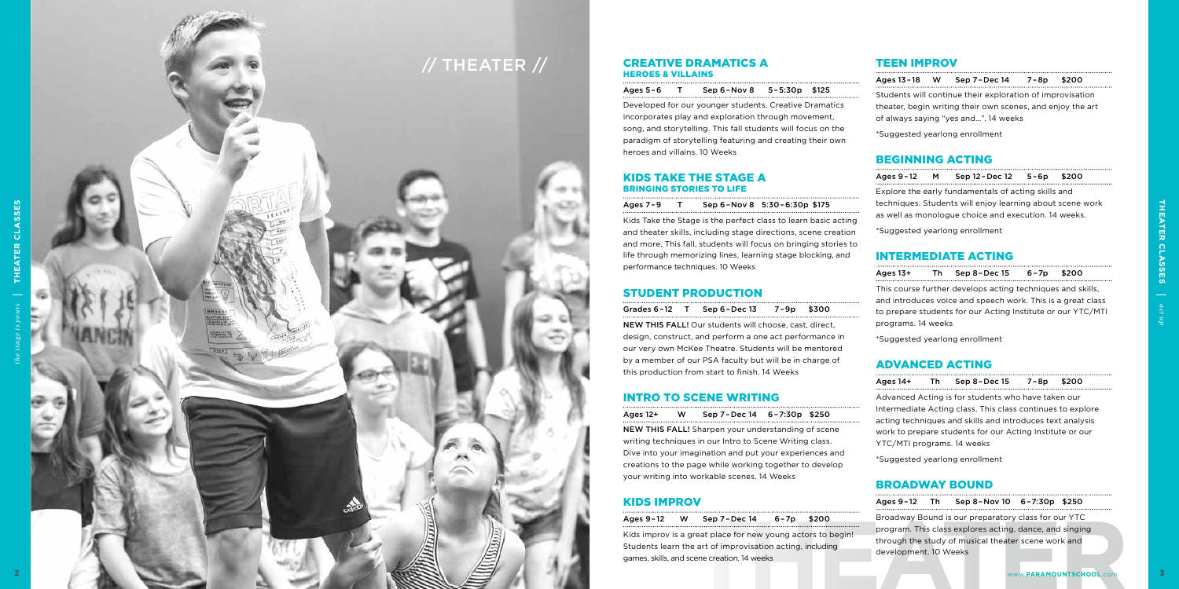# // THEATER //

## CREATIVE DRAMATICS A
### HEROES & VILLAINS

Ages 5–6 T Sep 6–Nov 8 5–5:30p $125

Developed for our younger students, Creative Dramatics incorporates play and exploration through movement, song, and storytelling. This fall students will focus on the paradigm of storytelling featuring and creating their own heroes and villains. 10 Weeks

## KIDS TAKE THE STAGE A
### BRINGING STORIES TO LIFE

Ages 7–9 T Sep 6–Nov 8 5:30–6:30p $175

Kids Take the Stage is the perfect class to learn basic acting and theater skills, including stage directions, scene creation and more. This fall, students will focus on bringing stories to life through memorizing lines, learning stage blocking, and performance techniques. 10 Weeks

## STUDENT PRODUCTION

Grades 6–12 T Sep 6–Dec 13 7–9p $300

**NEW THIS FALL!** Our students will choose, cast, direct, design, construct, and perform a one act performance in our very own McKee Theatre. Students will be mentored by a member of our PSA faculty but will be in charge of this production from start to finish. 14 Weeks

## INTRO TO SCENE WRITING

Ages 12+ W Sep 7–Dec 14 6–7:30p $250

**NEW THIS FALL!** Sharpen your understanding of scene writing techniques in our Intro to Scene Writing class. Dive into your imagination and put your experiences and creations to the page while working together to develop your writing into workable scenes. 14 Weeks

## KIDS IMPROV

Ages 9–12 W Sep 7–Dec 14 6–7p $200

Kids improv is a great place for new young actors to begin! Students learn the art of improvisation acting, including games, skills, and scene creation. 14 weeks

## TEEN IMPROV

Ages 13–18 W Sep 7–Dec 14 7–8p $200

Students will continue their exploration of improvisation theater, begin writing their own scenes, and enjoy the art of always saying "yes and...". 14 weeks

*Suggested yearlong enrollment

## BEGINNING ACTING

Ages 9–12 M Sep 12–Dec 12 5–6p $200

Explore the early fundamentals of acting skills and techniques. Students will enjoy learning about scene work as well as monologue choice and execution. 14 weeks.

*Suggested yearlong enrollment

## INTERMEDIATE ACTING

Ages 13+ Th Sep 8–Dec 15 6–7p $200

This course further develops acting techniques and skills, and introduces voice and speech work. This is a great class to prepare students for our Acting Institute or our YTC/MTI programs. 14 weeks

*Suggested yearlong enrollment

## ADVANCED ACTING

Ages 14+ Th Sep 8–Dec 15 7–8p $200

Advanced Acting is for students who have taken our Intermediate Acting class. This class continues to explore acting techniques and skills and introduces text analysis work to prepare students for our Acting Institute or our YTC/MTI programs. 14 weeks

*Suggested yearlong enrollment

## BROADWAY BOUND

Ages 9–12 Th Sep 8–Nov 10 6–7:30p $250

Broadway Bound is our preparatory class for our YTC program. This class explores acting, dance, and singing through the study of musical theater scene work and development. 10 Weeks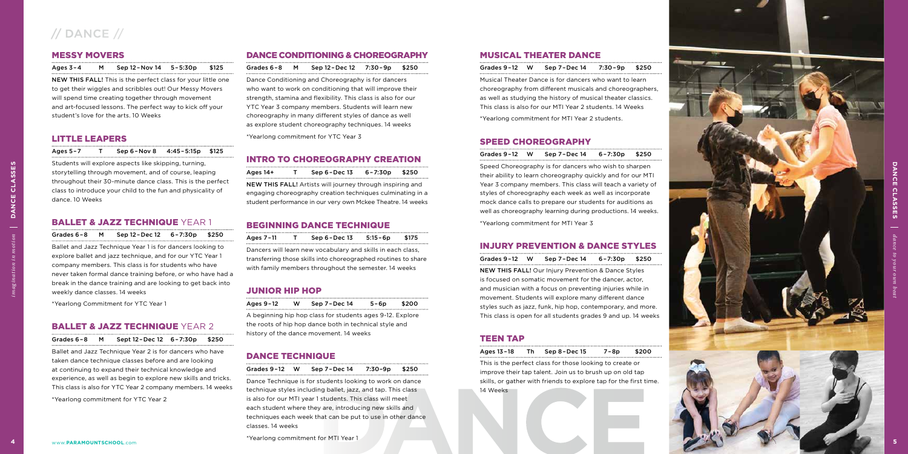# // DANCE //

## MESSY MOVERS

Ages 3–4 | M | Sep 12–Nov 14 | 5–5:30p | $125

**NEW THIS FALL!** This is the perfect class for your little one to get their wiggles and scribbles out! Our Messy Movers will spend time creating together through movement and art-focused lessons. The perfect way to kick off your student's love for the arts. 10 Weeks

## LITTLE LEAPERS

Ages 5–7 | T | Sep 6–Nov 8 | 4:45–5:15p | $125

Students will explore aspects like skipping, turning, storytelling through movement, and of course, leaping throughout their 30-minute dance class. This is the perfect class to introduce your child to the fun and physicality of dance. 10 Weeks

## BALLET & JAZZ TECHNIQUE YEAR 1

Grades 6–8 | M | Sep 12–Dec 12 | 6–7:30p | $250

Ballet and Jazz Technique Year 1 is for dancers looking to explore ballet and jazz technique, and for our YTC Year 1 company members. This class is for students who have never taken formal dance training before, or who have had a break in the dance training and are looking to get back into weekly dance classes. 14 weeks

*Yearlong Commitment for YTC Year 1

## BALLET & JAZZ TECHNIQUE YEAR 2

Grades 6–8 | M | Sept 12–Dec 12 | 6–7:30p | $250

Ballet and Jazz Technique Year 2 is for dancers who have taken dance technique classes before and are looking at continuing to expand their technical knowledge and experience, as well as begin to explore new skills and tricks. This class is also for YTC Year 2 company members. 14 weeks

*Yearlong commitment for YTC Year 2

## DANCE CONDITIONING & CHOREOGRAPHY

Grades 6–8 | M | Sep 12–Dec 12 | 7:30–9p | $250

Dance Conditioning and Choreography is for dancers who want to work on conditioning that will improve their strength, stamina and flexibility. This class is also for our YTC Year 3 company members. Students will learn new choreography in many different styles of dance as well as explore student choreography techniques. 14 weeks

*Yearlong commitment for YTC Year 3

## INTRO TO CHOREOGRAPHY CREATION

Ages 14+ | T | Sep 6–Dec 13 | 6–7:30p | $250

**NEW THIS FALL!** Artists will journey through inspiring and engaging choreography creation techniques culminating in a student performance in our very own Mckee Theatre. 14 weeks

## BEGINNING DANCE TECHNIQUE

Ages 7–11 | T | Sep 6–Dec 13 | 5:15–6p | $175

Dancers will learn new vocabulary and skills in each class, transferring those skills into choreographed routines to share with family members throughout the semester. 14 weeks

## JUNIOR HIP HOP

Ages 9–12 | W | Sep 7–Dec 14 | 5–6p | $200

A beginning hip hop class for students ages 9-12. Explore the roots of hip hop dance both in technical style and history of the dance movement. 14 weeks

## DANCE TECHNIQUE

Grades 9–12 | W | Sep 7–Dec 14 | 7:30–9p | $250

Dance Technique is for students looking to work on dance technique styles including ballet, jazz, and tap. This class is also for our MTI year 1 students. This class will meet each student where they are, introducing new skills and techniques each week that can be put to use in other dance classes. 14 weeks

*Yearlong commitment for MTI Year 1

## MUSICAL THEATER DANCE

Grades 9–12 | W | Sep 7–Dec 14 | 7:30–9p | $250

Musical Theater Dance is for dancers who want to learn choreography from different musicals and choreographers, as well as studying the history of musical theater classics. This class is also for our MTI Year 2 students. 14 Weeks

*Yearlong commitment for MTI Year 2 students.

## SPEED CHOREOGRAPHY

Grades 9–12 | W | Sep 7–Dec 14 | 6–7:30p | $250

Speed Choreography is for dancers who wish to sharpen their ability to learn choreography quickly and for our MTI Year 3 company members. This class will teach a variety of styles of choreography each week as well as incorporate mock dance calls to prepare our students for auditions as well as choreography learning during productions. 14 weeks.

*Yearlong commitment for MTI Year 3

## INJURY PREVENTION & DANCE STYLES

Grades 9–12 | W | Sep 7–Dec 14 | 6–7:30p | $250

**NEW THIS FALL!** Our Injury Prevention & Dance Styles is focused on somatic movement for the dancer, actor, and musician with a focus on preventing injuries while in movement. Students will explore many different dance styles such as jazz, funk, hip hop, contemporary, and more. This class is open for all students grades 9 and up. 14 weeks

## TEEN TAP

Ages 13–18 | Th | Sep 8–Dec 15 | 7–8p | $200

This is the perfect class for those looking to create or improve their tap talent. Join us to brush up on old tap skills, or gather with friends to explore tap for the first time. 14 Weeks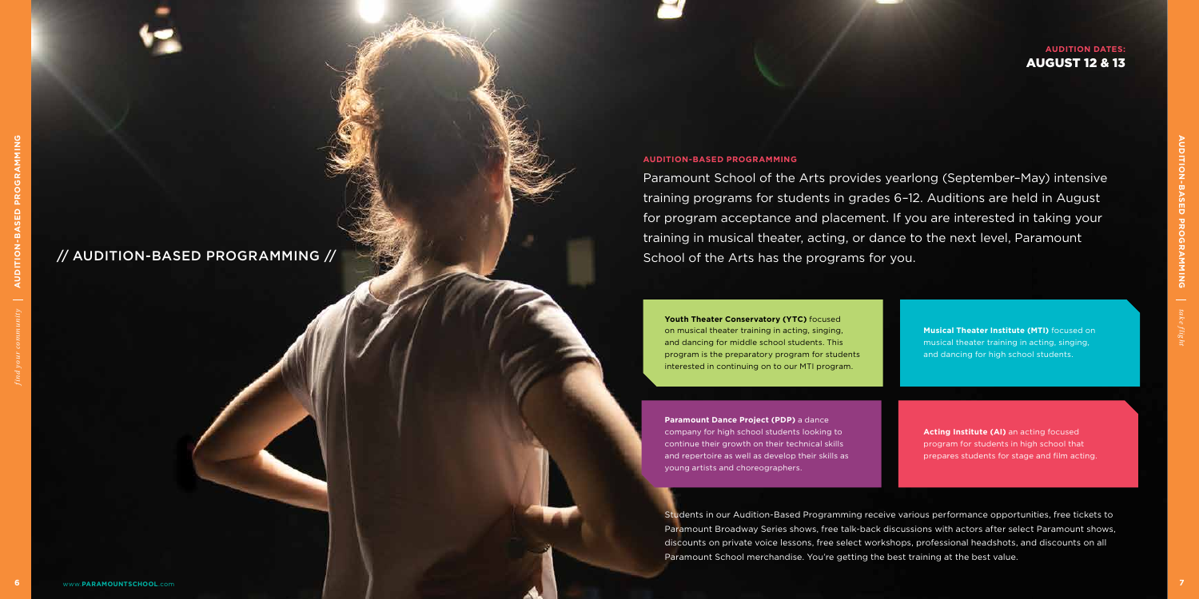# // AUDITION-BASED PROGRAMMING //

**AUDITION DATES:**
**AUGUST 12 & 13**

**AUDITION-BASED PROGRAMMING**

Paramount School of the Arts provides yearlong (September–May) intensive training programs for students in grades 6–12. Auditions are held in August for program acceptance and placement. If you are interested in taking your training in musical theater, acting, or dance to the next level, Paramount School of the Arts has the programs for you.

**Youth Theater Conservatory (YTC)** focused on musical theater training in acting, singing, and dancing for middle school students. This program is the preparatory program for students interested in continuing on to our MTI program.

**Musical Theater Institute (MTI)** focused on musical theater training in acting, singing, and dancing for high school students.

**Paramount Dance Project (PDP)** a dance company for high school students looking to continue their growth on their technical skills and repertoire as well as develop their skills as young artists and choreographers.

**Acting Institute (AI)** an acting focused program for students in high school that prepares students for stage and film acting.

Students in our Audition-Based Programming receive various performance opportunities, free tickets to Paramount Broadway Series shows, free talk-back discussions with actors after select Paramount shows, discounts on private voice lessons, free select workshops, professional headshots, and discounts on all Paramount School merchandise. You're getting the best training at the best value.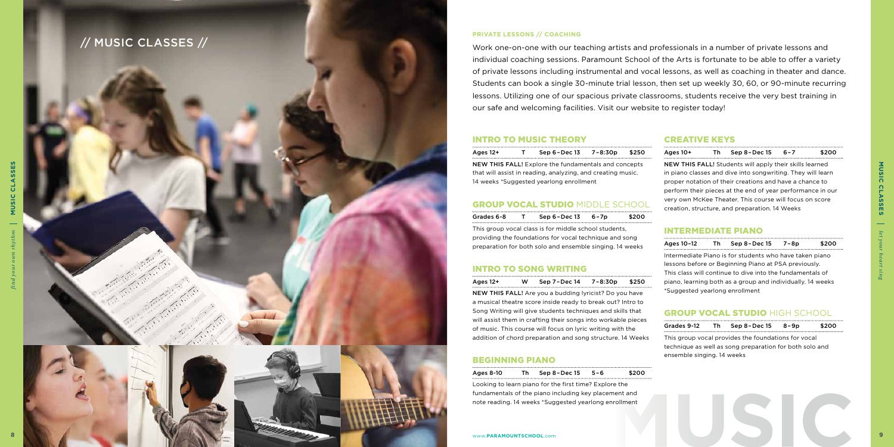# // MUSIC CLASSES //

### PRIVATE LESSONS // COACHING

Work one-on-one with our teaching artists and professionals in a number of private lessons and individual coaching sessions. Paramount School of the Arts is fortunate to be able to offer a variety of private lessons including instrumental and vocal lessons, as well as coaching in theater and dance. Students can book a single 30-minute trial lesson, then set up weekly 30, 60, or 90-minute recurring lessons. Utilizing one of our spacious private classrooms, students receive the very best training in our safe and welcoming facilities. Visit our website to register today!

## INTRO TO MUSIC THEORY

| Ages 12+ | T | Sep 6 – Dec 13 | 7 – 8:30p | $250 |
|---|---|---|---|---|

**NEW THIS FALL!** Explore the fundamentals and concepts that will assist in reading, analyzing, and creating music. 14 weeks *Suggested yearlong enrollment

## GROUP VOCAL STUDIO MIDDLE SCHOOL

| Grades 6-8 | T | Sep 6 – Dec 13 | 6 – 7p | $200 |
|---|---|---|---|---|

This group vocal class is for middle school students, providing the foundations for vocal technique and song preparation for both solo and ensemble singing. 14 weeks

## INTRO TO SONG WRITING

| Ages 12+ | W | Sep 7 – Dec 14 | 7 – 8:30p | $250 |
|---|---|---|---|---|

**NEW THIS FALL!** Are you a budding lyricist? Do you have a musical theatre score inside ready to break out? Intro to Song Writing will give students techniques and skills that will assist them in crafting their songs into workable pieces of music. This course will focus on lyric writing with the addition of chord preparation and song structure. 14 Weeks

## BEGINNING PIANO

| Ages 8-10 | Th | Sep 8 – Dec 15 | 5 – 6 | $200 |
|---|---|---|---|---|

Looking to learn piano for the first time? Explore the fundamentals of the piano including key placement and note reading. 14 weeks *Suggested yearlong enrollment

## CREATIVE KEYS

| Ages 10+ | Th | Sep 8 – Dec 15 | 6 – 7 | $200 |
|---|---|---|---|---|

**NEW THIS FALL!** Students will apply their skills learned in piano classes and dive into songwriting. They will learn proper notation of their creations and have a chance to perform their pieces at the end of year performance in our very own McKee Theater. This course will focus on score creation, structure, and preparation. 14 Weeks

## INTERMEDIATE PIANO

| Ages 10-12 | Th | Sep 8 – Dec 15 | 7 – 8p | $200 |
|---|---|---|---|---|

Intermediate Piano is for students who have taken piano lessons before or Beginning Piano at PSA previously. This class will continue to dive into the fundamentals of piano, learning both as a group and individually. 14 weeks *Suggested yearlong enrollment

## GROUP VOCAL STUDIO HIGH SCHOOL

| Grades 9-12 | Th | Sep 8 – Dec 15 | 8 – 9p | $200 |
|---|---|---|---|---|

This group vocal provides the foundations for vocal technique as well as song preparation for both solo and ensemble singing. 14 weeks

www.PARAMOUNTSCHOOL.com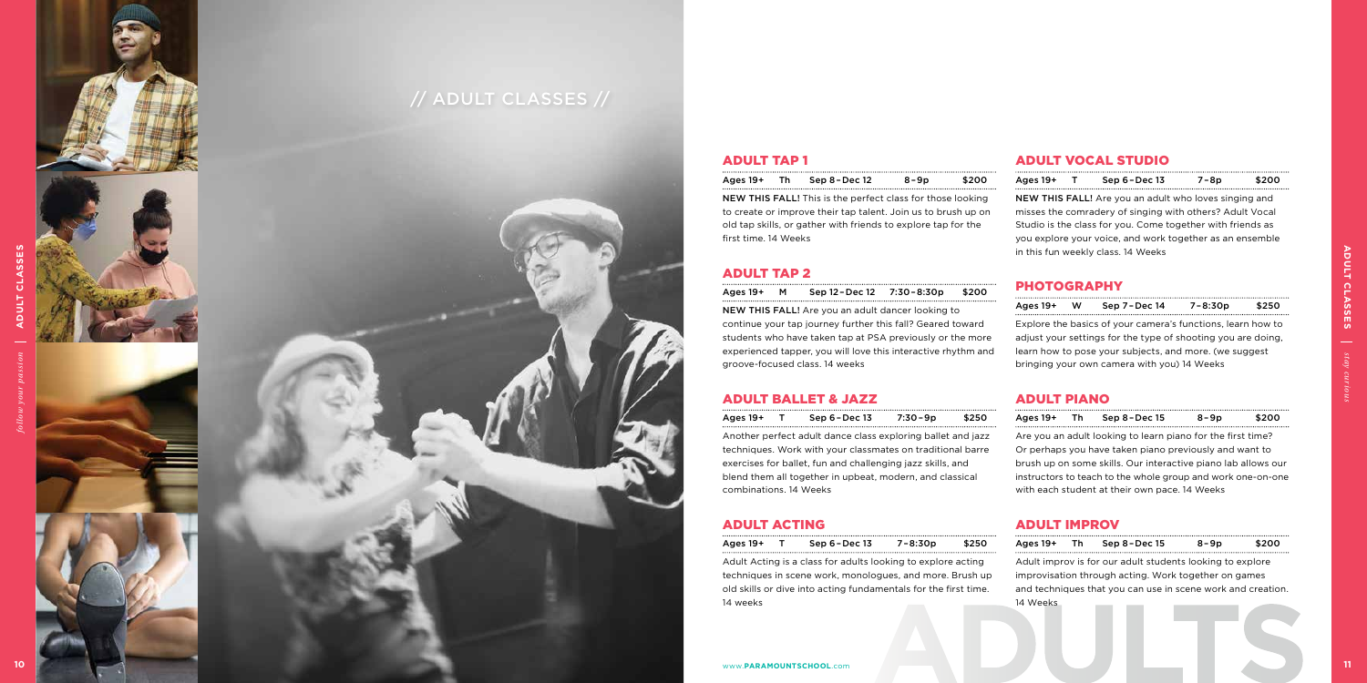// ADULT CLASSES //

## ADULT TAP 1

| Ages 19+ | Th | Sep 8 – Dec 12 | 8 – 9p | $200 |
|---|---|---|---|---|

**NEW THIS FALL!** This is the perfect class for those looking to create or improve their tap talent. Join us to brush up on old tap skills, or gather with friends to explore tap for the first time. 14 Weeks

## ADULT TAP 2

| Ages 19+ | M | Sep 12 – Dec 12 | 7:30 – 8:30p | $200 |
|---|---|---|---|---|

**NEW THIS FALL!** Are you an adult dancer looking to continue your tap journey further this fall? Geared toward students who have taken tap at PSA previously or the more experienced tapper, you will love this interactive rhythm and groove-focused class. 14 weeks

## ADULT BALLET & JAZZ

| Ages 19+ | T | Sep 6 – Dec 13 | 7:30 – 9p | $250 |
|---|---|---|---|---|

Another perfect adult dance class exploring ballet and jazz techniques. Work with your classmates on traditional barre exercises for ballet, fun and challenging jazz skills, and blend them all together in upbeat, modern, and classical combinations. 14 Weeks

## ADULT ACTING

| Ages 19+ | T | Sep 6 – Dec 13 | 7 – 8:30p | $250 |
|---|---|---|---|---|

Adult Acting is a class for adults looking to explore acting techniques in scene work, monologues, and more. Brush up old skills or dive into acting fundamentals for the first time. 14 weeks

## ADULT VOCAL STUDIO

| Ages 19+ | T | Sep 6 – Dec 13 | 7 – 8p | $200 |
|---|---|---|---|---|

**NEW THIS FALL!** Are you an adult who loves singing and misses the comradery of singing with others? Adult Vocal Studio is the class for you. Come together with friends as you explore your voice, and work together as an ensemble in this fun weekly class. 14 Weeks

## PHOTOGRAPHY

| Ages 19+ | W | Sep 7 – Dec 14 | 7 – 8:30p | $250 |
|---|---|---|---|---|

Explore the basics of your camera's functions, learn how to adjust your settings for the type of shooting you are doing, learn how to pose your subjects, and more. (we suggest bringing your own camera with you) 14 Weeks

## ADULT PIANO

| Ages 19+ | Th | Sep 8 – Dec 15 | 8 – 9p | $200 |
|---|---|---|---|---|

Are you an adult looking to learn piano for the first time? Or perhaps you have taken piano previously and want to brush up on some skills. Our interactive piano lab allows our instructors to teach to the whole group and work one-on-one with each student at their own pace. 14 Weeks

## ADULT IMPROV

| Ages 19+ | Th | Sep 8 – Dec 15 | 8 – 9p | $200 |
|---|---|---|---|---|

Adult improv is for our adult students looking to explore improvisation through acting. Work together on games and techniques that you can use in scene work and creation. 14 Weeks

www.PARAMOUNTSCHOOL.com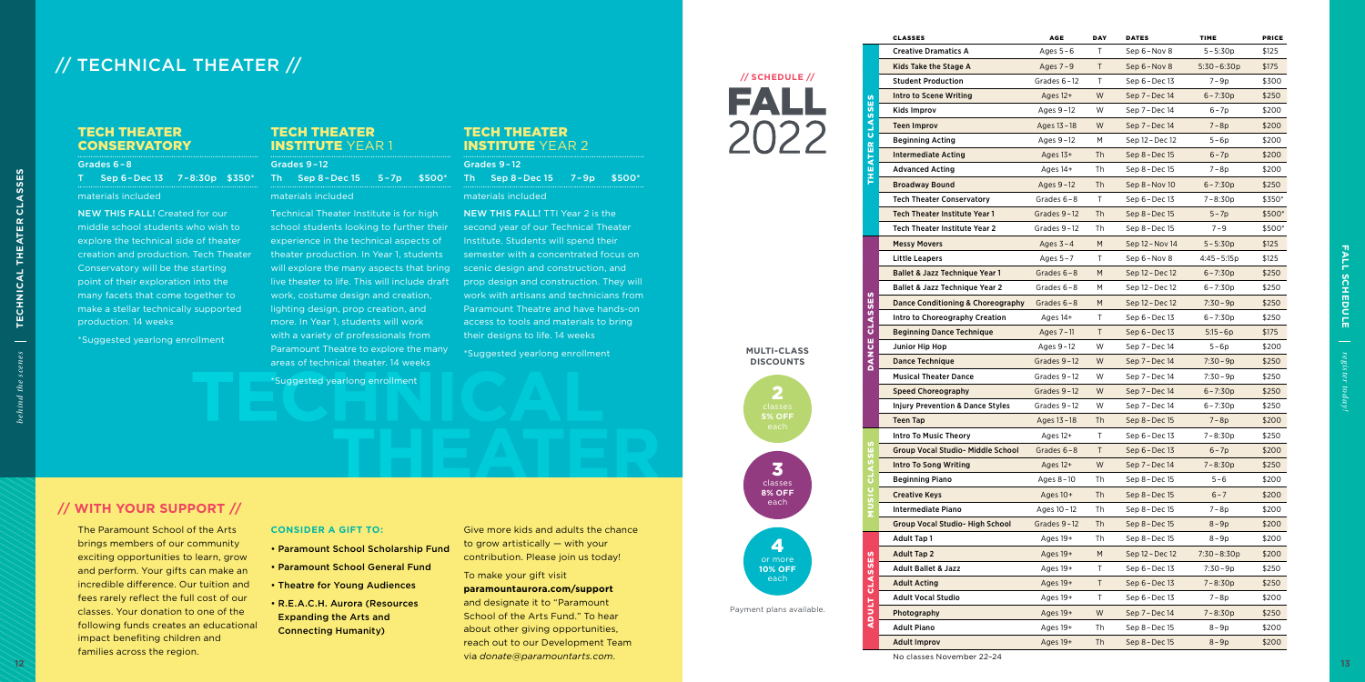# // TECHNICAL THEATER //

## TECH THEATER CONSERVATORY

Grades 6–8

T Sep 6–Dec 13 7–8:30p $350*

materials included

NEW THIS FALL! Created for our middle school students who wish to explore the technical side of theater creation and production. Tech Theater Conservatory will be the starting point of their exploration into the many facets that come together to make a stellar technically supported production. 14 weeks

*Suggested yearlong enrollment

## TECH THEATER INSTITUTE YEAR 1

Grades 9–12

Th Sep 8–Dec 15 5–7p $500*

materials included

Technical Theater Institute is for high school students looking to further their experience in the technical aspects of theater production. In Year 1, students will explore the many aspects that bring live theater to life. This will include draft work, costume design and creation, lighting design, prop creation, and more. In Year 1, students will work with a variety of professionals from Paramount Theatre to explore the many areas of technical theater. 14 weeks

*Suggested yearlong enrollment

## TECH THEATER INSTITUTE YEAR 2

Grades 9–12

Th Sep 8–Dec 15 7–9p $500*

materials included

NEW THIS FALL! TTI Year 2 is the second year of our Technical Theater Institute. Students will spend their semester with a concentrated focus on scenic design and construction, and prop design and construction. They will work with artisans and technicians from Paramount Theatre and have hands-on access to tools and materials to bring their designs to life. 14 weeks

*Suggested yearlong enrollment

## // WITH YOUR SUPPORT //

The Paramount School of the Arts brings members of our community exciting opportunities to learn, grow and perform. Your gifts can make an incredible difference. Our tuition and fees rarely reflect the full cost of our classes. Your donation to one of the following funds creates an educational impact benefiting children and families across the region.

**CONSIDER A GIFT TO:**

- Paramount School Scholarship Fund
- Paramount School General Fund
- Theatre for Young Audiences
- R.E.A.C.H. Aurora (Resources Expanding the Arts and Connecting Humanity)

Give more kids and adults the chance to grow artistically — with your contribution. Please join us today!

To make your gift visit **paramountaurora.com/support** and designate it to "Paramount School of the Arts Fund." To hear about other giving opportunities, reach out to our Development Team via *donate@paramountarts.com*.

# // SCHEDULE // FALL 2022

**MULTI-CLASS DISCOUNTS**

- 2 classes 5% OFF each
- 3 classes 8% OFF each
- 4 or more 10% OFF each

Payment plans available.

| | CLASSES | AGE | DAY | DATES | TIME | PRICE |
|---|---|---|---|---|---|---|
| THEATER CLASSES | Creative Dramatics A | Ages 5–6 | T | Sep 6–Nov 8 | 5–5:30p | $125 |
| | Kids Take the Stage A | Ages 7–9 | T | Sep 6–Nov 8 | 5:30–6:30p | $175 |
| | Student Production | Grades 6–12 | T | Sep 6–Dec 13 | 7–9p | $300 |
| | Intro to Scene Writing | Ages 12+ | W | Sep 7–Dec 14 | 6–7:30p | $250 |
| | Kids Improv | Ages 9–12 | W | Sep 7–Dec 14 | 6–7p | $200 |
| | Teen Improv | Ages 13–18 | W | Sep 7–Dec 14 | 7–8p | $200 |
| | Beginning Acting | Ages 9–12 | M | Sep 12–Dec 12 | 5–6p | $200 |
| | Intermediate Acting | Ages 13+ | Th | Sep 8–Dec 15 | 6–7p | $200 |
| | Advanced Acting | Ages 14+ | Th | Sep 8–Dec 15 | 7–8p | $200 |
| | Broadway Bound | Ages 9–12 | Th | Sep 8–Nov 10 | 6–7:30p | $250 |
| | Tech Theater Conservatory | Grades 6–8 | T | Sep 6–Dec 13 | 7–8:30p | $350* |
| | Tech Theater Institute Year 1 | Grades 9–12 | Th | Sep 8–Dec 15 | 5–7p | $500* |
| | Tech Theater Institute Year 2 | Grades 9–12 | Th | Sep 8–Dec 15 | 7–9 | $500* |
| DANCE CLASSES | Messy Movers | Ages 3–4 | M | Sep 12–Nov 14 | 5–5:30p | $125 |
| | Little Leapers | Ages 5–7 | T | Sep 6–Nov 8 | 4:45–5:15p | $125 |
| | Ballet & Jazz Technique Year 1 | Grades 6–8 | M | Sep 12–Dec 12 | 6–7:30p | $250 |
| | Ballet & Jazz Technique Year 2 | Grades 6–8 | M | Sep 12–Dec 12 | 6–7:30p | $250 |
| | Dance Conditioning & Choreography | Grades 6–8 | M | Sep 12–Dec 12 | 7:30–9p | $250 |
| | Intro to Choreography Creation | Ages 14+ | T | Sep 6–Dec 13 | 6–7:30p | $250 |
| | Beginning Dance Technique | Ages 7–11 | T | Sep 6–Dec 13 | 5:15–6p | $175 |
| | Junior Hip Hop | Ages 9–12 | W | Sep 7–Dec 14 | 5–6p | $200 |
| | Dance Technique | Grades 9–12 | W | Sep 7–Dec 14 | 7:30–9p | $250 |
| | Musical Theater Dance | Grades 9–12 | W | Sep 7–Dec 14 | 7:30–9p | $250 |
| | Speed Choreography | Grades 9–12 | W | Sep 7–Dec 14 | 6–7:30p | $250 |
| | Injury Prevention & Dance Styles | Grades 9–12 | W | Sep 7–Dec 14 | 6–7:30p | $250 |
| | Teen Tap | Ages 13–18 | Th | Sep 8–Dec 15 | 7–8p | $200 |
| MUSIC CLASSES | Intro To Music Theory | Ages 12+ | T | Sep 6–Dec 13 | 7–8:30p | $250 |
| | Group Vocal Studio- Middle School | Grades 6–8 | T | Sep 6–Dec 13 | 6–7p | $200 |
| | Intro To Song Writing | Ages 12+ | W | Sep 7–Dec 14 | 7–8:30p | $250 |
| | Beginning Piano | Ages 8–10 | Th | Sep 8–Dec 15 | 5–6 | $200 |
| | Creative Keys | Ages 10+ | Th | Sep 8–Dec 15 | 6–7 | $200 |
| | Intermediate Piano | Ages 10–12 | Th | Sep 8–Dec 15 | 7–8p | $200 |
| | Group Vocal Studio- High School | Grades 9–12 | Th | Sep 8–Dec 15 | 8–9p | $200 |
| ADULT CLASSES | Adult Tap 1 | Ages 19+ | Th | Sep 8–Dec 15 | 8–9p | $200 |
| | Adult Tap 2 | Ages 19+ | M | Sep 12–Dec 12 | 7:30–8:30p | $200 |
| | Adult Ballet & Jazz | Ages 19+ | T | Sep 6–Dec 13 | 7:30–9p | $250 |
| | Adult Acting | Ages 19+ | T | Sep 6–Dec 13 | 7–8:30p | $250 |
| | Adult Vocal Studio | Ages 19+ | T | Sep 6–Dec 13 | 7–8p | $200 |
| | Photography | Ages 19+ | W | Sep 7–Dec 14 | 7–8:30p | $250 |
| | Adult Piano | Ages 19+ | Th | Sep 8–Dec 15 | 8–9p | $200 |
| | Adult Improv | Ages 19+ | Th | Sep 8–Dec 15 | 8–9p | $200 |

No classes November 22–24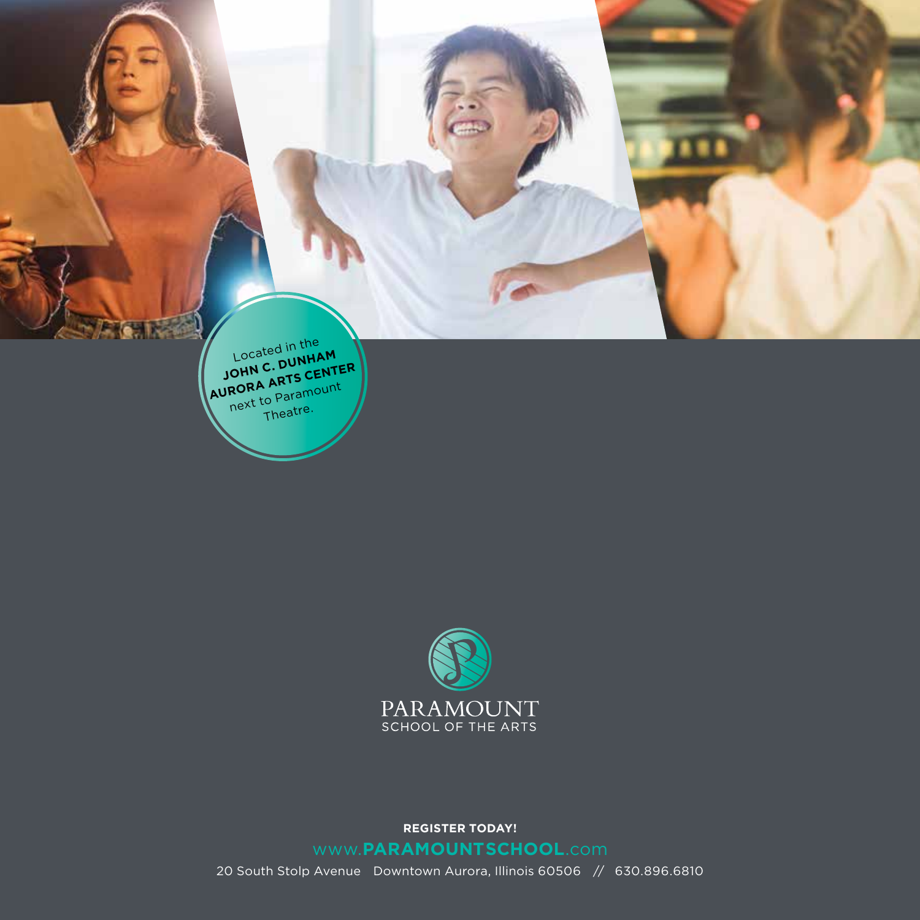Located in the **JOHN C. DUNHAM AURORA ARTS CENTER** next to Paramount Theatre.

PARAMOUNT
SCHOOL OF THE ARTS

**REGISTER TODAY!**

www.**PARAMOUNTSCHOOL**.com

20 South Stolp Avenue Downtown Aurora, Illinois 60506 // 630.896.6810